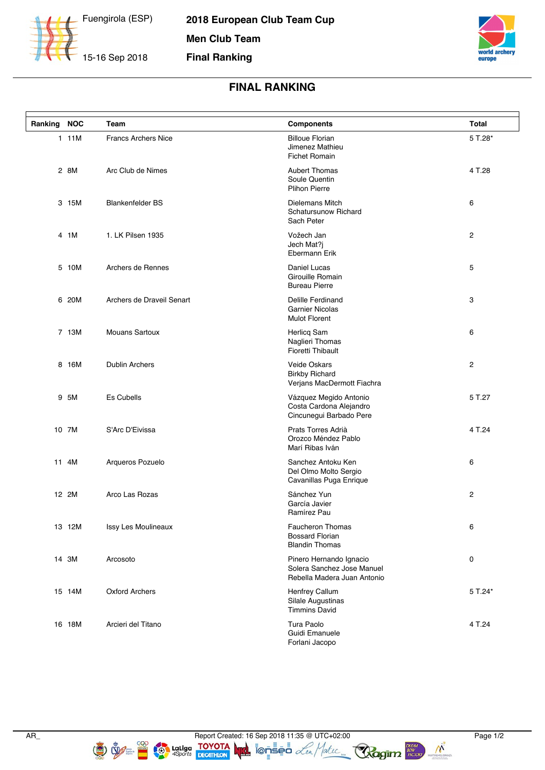Fuengirola (ESP)

15-16 Sep 2018

**2018 European Club Team Cup**

**Men Club Team**

**Final Ranking**

## FINAL RANKING

| Ranking | NOC | Team | Components | Total |
|---|---|---|---|---|
| 1 | 11M | Francs Archers Nice | Billoue Florian<br>Jimenez Mathieu<br>Fichet Romain | 5 T.28* |
| 2 | 8M | Arc Club de Nimes | Aubert Thomas<br>Soule Quentin<br>Plihon Pierre | 4 T.28 |
| 3 | 15M | Blankenfelder BS | Dielemans Mitch<br>Schatursunow Richard<br>Sach Peter | 6 |
| 4 | 1M | 1. LK Pilsen 1935 | Vožech Jan<br>Jech Mat?j<br>Ebermann Erik | 2 |
| 5 | 10M | Archers de Rennes | Daniel Lucas<br>Girouille Romain<br>Bureau Pierre | 5 |
| 6 | 20M | Archers de Draveil Senart | Delille Ferdinand<br>Garnier Nicolas<br>Mulot Florent | 3 |
| 7 | 13M | Mouans Sartoux | Herlicq Sam<br>Naglieri Thomas<br>Fioretti Thibault | 6 |
| 8 | 16M | Dublin Archers | Veide Oskars<br>Birkby Richard<br>Verjans MacDermott Fiachra | 2 |
| 9 | 5M | Es Cubells | Vázquez Megido Antonio<br>Costa Cardona Alejandro<br>Cincunegui Barbado Pere | 5 T.27 |
| 10 | 7M | S'Arc D'Eivissa | Prats Torres Adrià<br>Orozco Méndez Pablo<br>Marí Ribas Iván | 4 T.24 |
| 11 | 4M | Arqueros Pozuelo | Sanchez Antoku Ken<br>Del Olmo Molto Sergio<br>Cavanillas Puga Enrique | 6 |
| 12 | 2M | Arco Las Rozas | Sánchez Yun<br>García Javier<br>Ramírez Pau | 2 |
| 13 | 12M | Issy Les Moulineaux | Faucheron Thomas<br>Bossard Florian<br>Blandin Thomas | 6 |
| 14 | 3M | Arcosoto | Pinero Hernando Ignacio<br>Solera Sanchez Jose Manuel<br>Rebella Madera Juan Antonio | 0 |
| 15 | 14M | Oxford Archers | Henfrey Callum<br>Silale Augustinas<br>Timmins David | 5 T.24* |
| 16 | 18M | Arcieri del Titano | Tura Paolo<br>Guidi Emanuele<br>Forlani Jacopo | 4 T.24 |

AR_ Report Created: 16 Sep 2018 11:35 @ UTC+02:00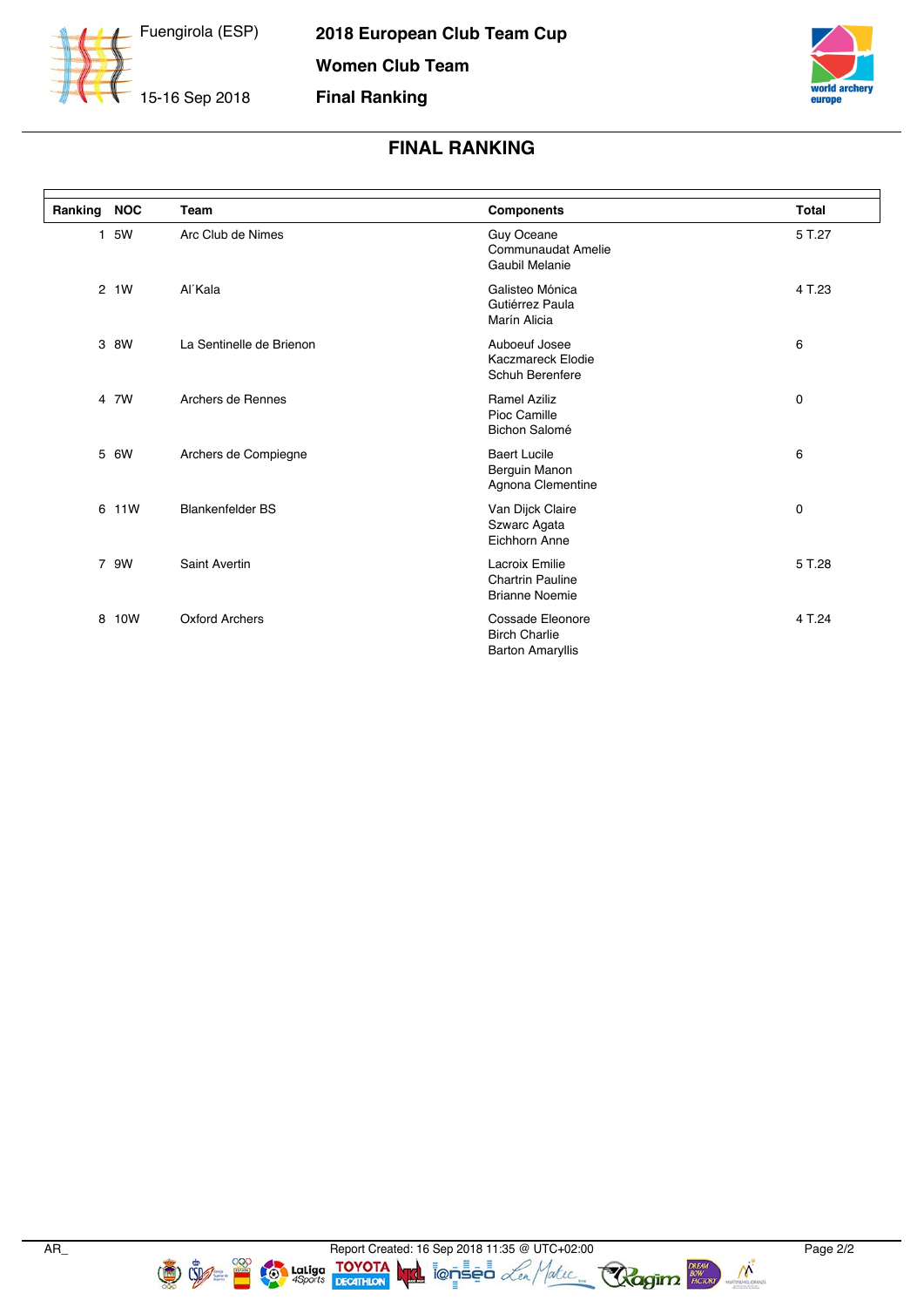# 2018 European Club Team Cup

Fuengirola (ESP)

15-16 Sep 2018

**Women Club Team**

**Final Ranking**

## FINAL RANKING

| Ranking | NOC | Team | Components | Total |
|---|---|---|---|---|
| 1 | 5W | Arc Club de Nimes | Guy Oceane<br>Communaudat Amelie<br>Gaubil Melanie | 5 T.27 |
| 2 | 1W | Al´Kala | Galisteo Mónica<br>Gutiérrez Paula<br>Marín Alicia | 4 T.23 |
| 3 | 8W | La Sentinelle de Brienon | Auboeuf Josee<br>Kaczmareck Elodie<br>Schuh Berenfere | 6 |
| 4 | 7W | Archers de Rennes | Ramel Aziliz<br>Pioc Camille<br>Bichon Salomé | 0 |
| 5 | 6W | Archers de Compiegne | Baert Lucile<br>Berguin Manon<br>Agnona Clementine | 6 |
| 6 | 11W | Blankenfelder BS | Van Dijck Claire<br>Szwarc Agata<br>Eichhorn Anne | 0 |
| 7 | 9W | Saint Avertin | Lacroix Emilie<br>Chartrin Pauline<br>Brianne Noemie | 5 T.28 |
| 8 | 10W | Oxford Archers | Cossade Eleonore<br>Birch Charlie<br>Barton Amaryllis | 4 T.24 |

AR_

Report Created: 16 Sep 2018 11:35 @ UTC+02:00